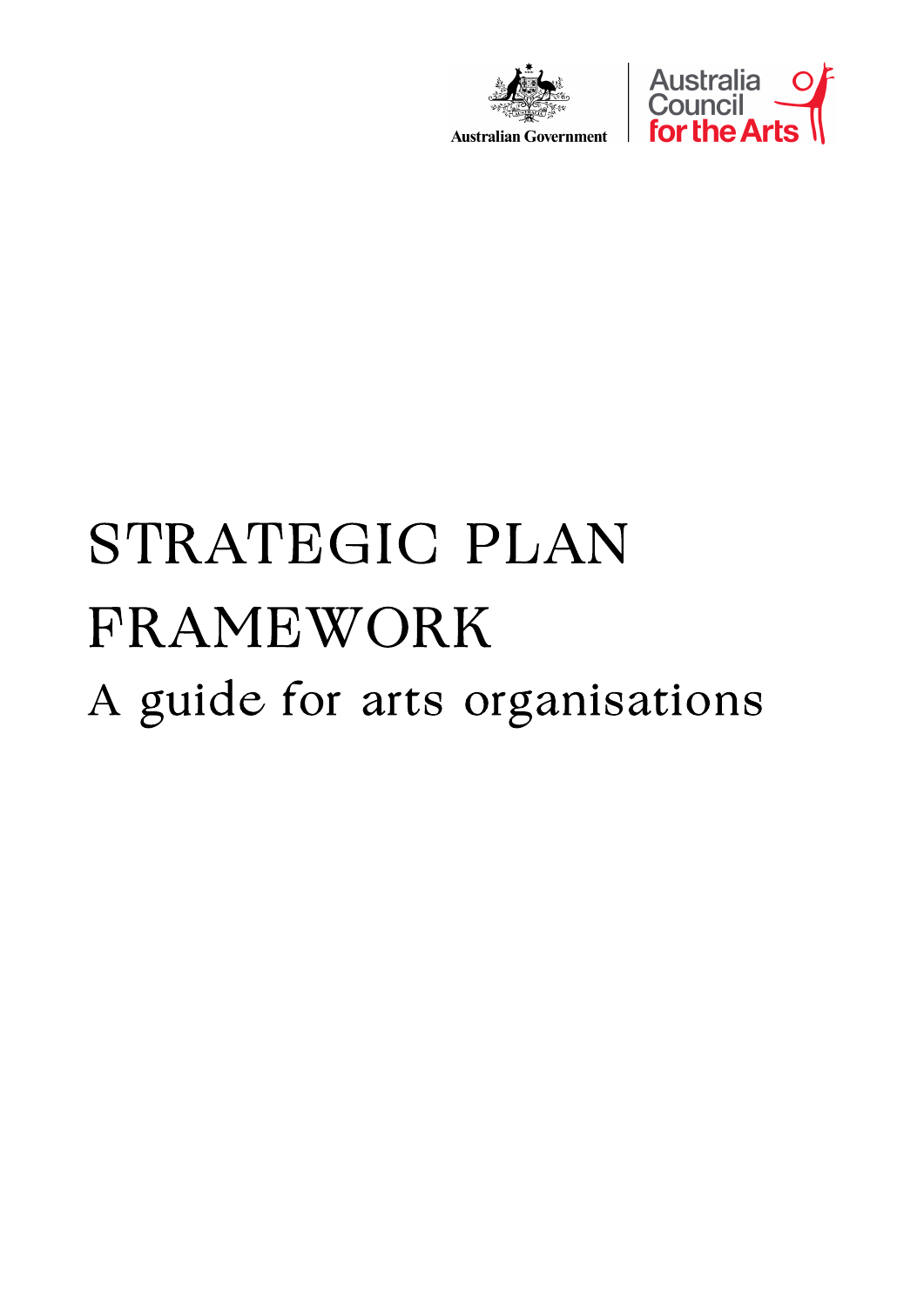Australian Government

Australia Council for the Arts

# STRATEGIC PLAN FRAMEWORK

## A guide for arts organisations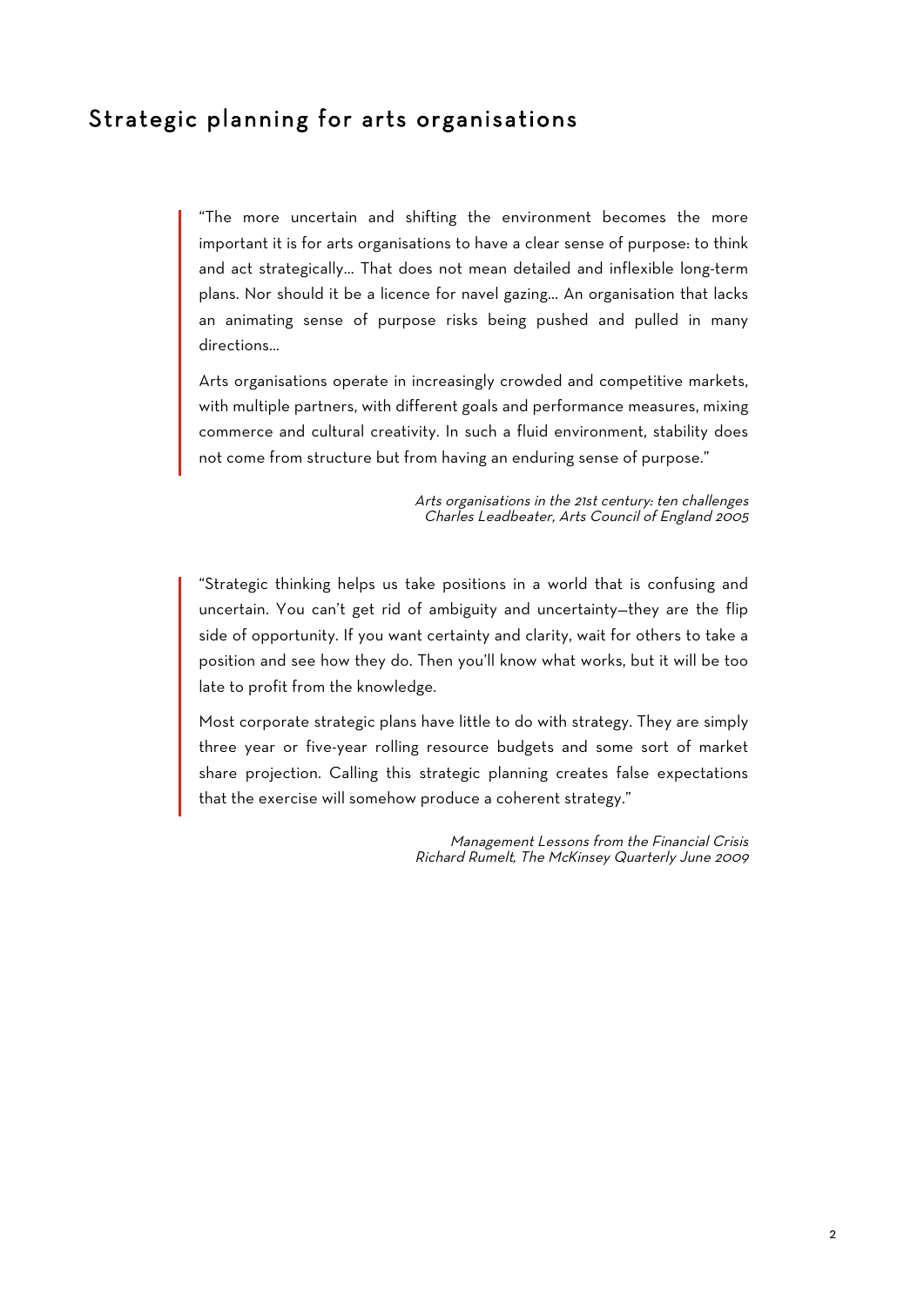# Strategic planning for arts organisations

> "The more uncertain and shifting the environment becomes the more important it is for arts organisations to have a clear sense of purpose: to think and act strategically… That does not mean detailed and inflexible long-term plans. Nor should it be a licence for navel gazing… An organisation that lacks an animating sense of purpose risks being pushed and pulled in many directions…
>
> Arts organisations operate in increasingly crowded and competitive markets, with multiple partners, with different goals and performance measures, mixing commerce and cultural creativity. In such a fluid environment, stability does not come from structure but from having an enduring sense of purpose."

*Arts organisations in the 21st century: ten challenges*
*Charles Leadbeater, Arts Council of England 2005*

> "Strategic thinking helps us take positions in a world that is confusing and uncertain. You can't get rid of ambiguity and uncertainty—they are the flip side of opportunity. If you want certainty and clarity, wait for others to take a position and see how they do. Then you'll know what works, but it will be too late to profit from the knowledge.
>
> Most corporate strategic plans have little to do with strategy. They are simply three year or five-year rolling resource budgets and some sort of market share projection. Calling this strategic planning creates false expectations that the exercise will somehow produce a coherent strategy."

*Management Lessons from the Financial Crisis*
*Richard Rumelt, The McKinsey Quarterly June 2009*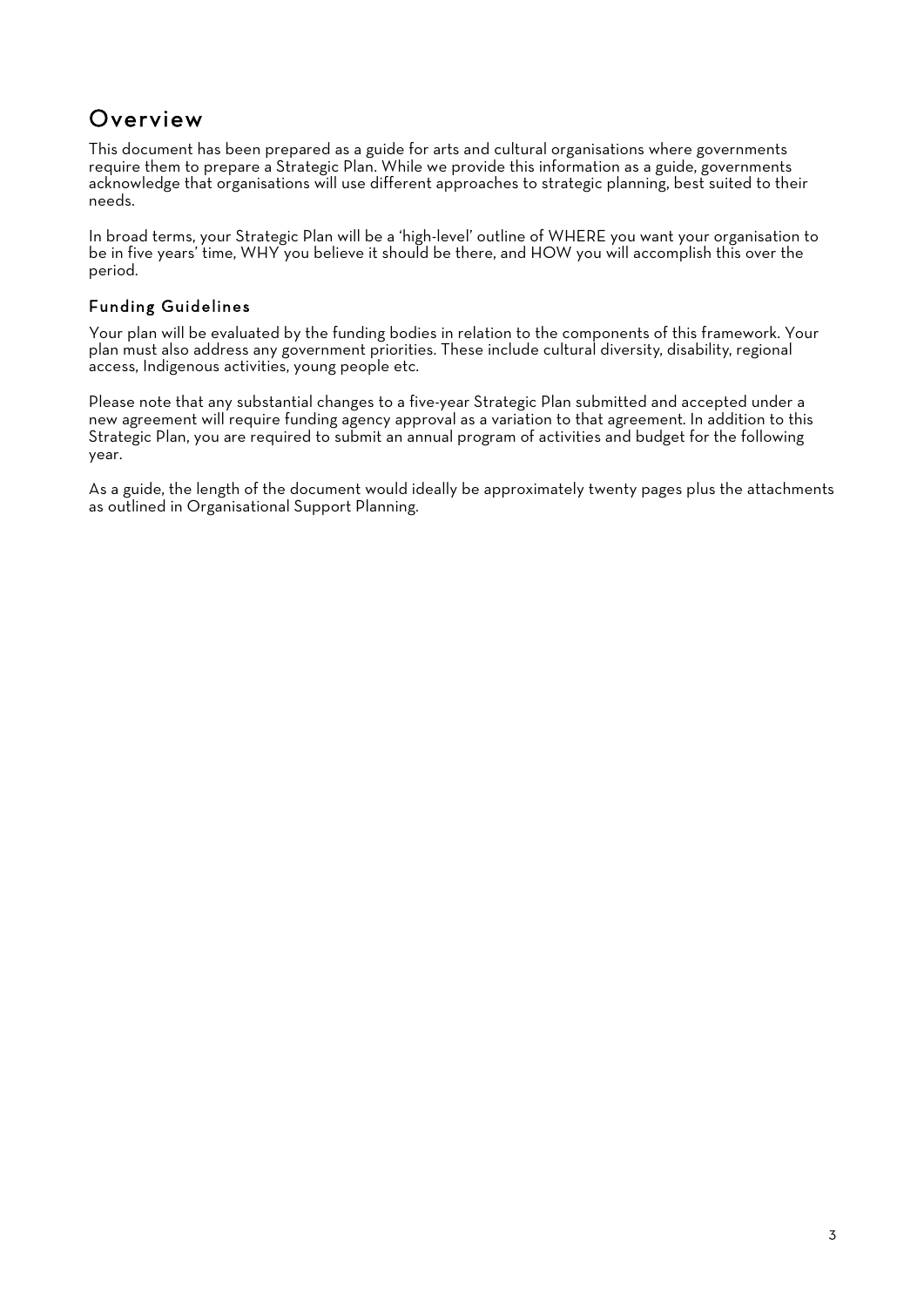# Overview

This document has been prepared as a guide for arts and cultural organisations where governments require them to prepare a Strategic Plan. While we provide this information as a guide, governments acknowledge that organisations will use different approaches to strategic planning, best suited to their needs.

In broad terms, your Strategic Plan will be a 'high-level' outline of WHERE you want your organisation to be in five years' time, WHY you believe it should be there, and HOW you will accomplish this over the period.

## Funding Guidelines

Your plan will be evaluated by the funding bodies in relation to the components of this framework. Your plan must also address any government priorities. These include cultural diversity, disability, regional access, Indigenous activities, young people etc.

Please note that any substantial changes to a five-year Strategic Plan submitted and accepted under a new agreement will require funding agency approval as a variation to that agreement. In addition to this Strategic Plan, you are required to submit an annual program of activities and budget for the following year.

As a guide, the length of the document would ideally be approximately twenty pages plus the attachments as outlined in Organisational Support Planning.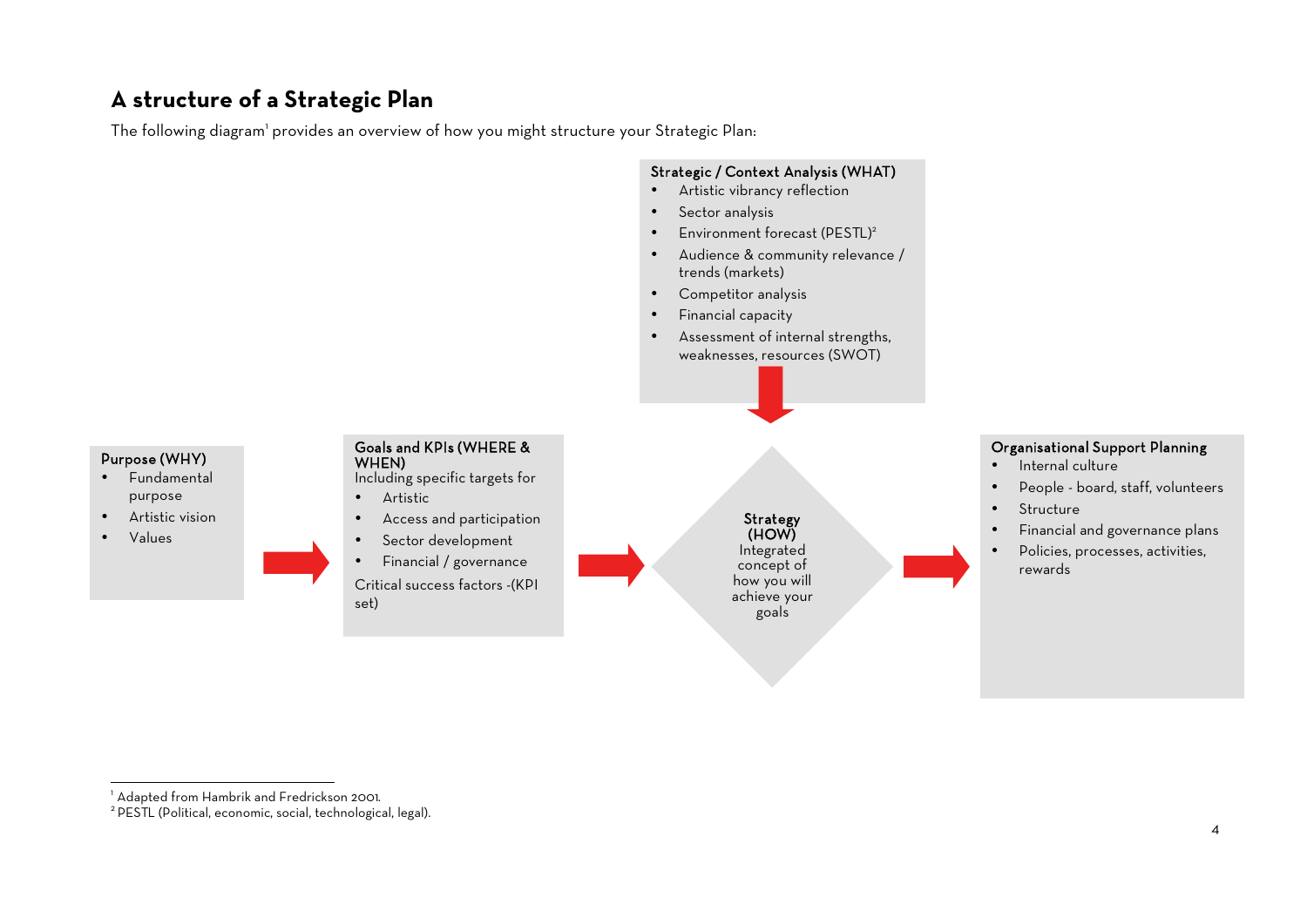## A structure of a Strategic Plan

The following diagram[1] provides an overview of how you might structure your Strategic Plan:

**Purpose (WHY)**
- Fundamental purpose
- Artistic vision
- Values

**Goals and KPIs (WHERE & WHEN)**
Including specific targets for
- Artistic
- Access and participation
- Sector development
- Financial / governance

Critical success factors -(KPI set)

**Strategic / Context Analysis (WHAT)**
- Artistic vibrancy reflection
- Sector analysis
- Environment forecast (PESTL)[2]
- Audience & community relevance / trends (markets)
- Competitor analysis
- Financial capacity
- Assessment of internal strengths, weaknesses, resources (SWOT)

**Strategy (HOW)**
Integrated concept of how you will achieve your goals

**Organisational Support Planning**
- Internal culture
- People - board, staff, volunteers
- Structure
- Financial and governance plans
- Policies, processes, activities, rewards

---

[1] Adapted from Hambrik and Fredrickson 2001.

[2] PESTL (Political, economic, social, technological, legal).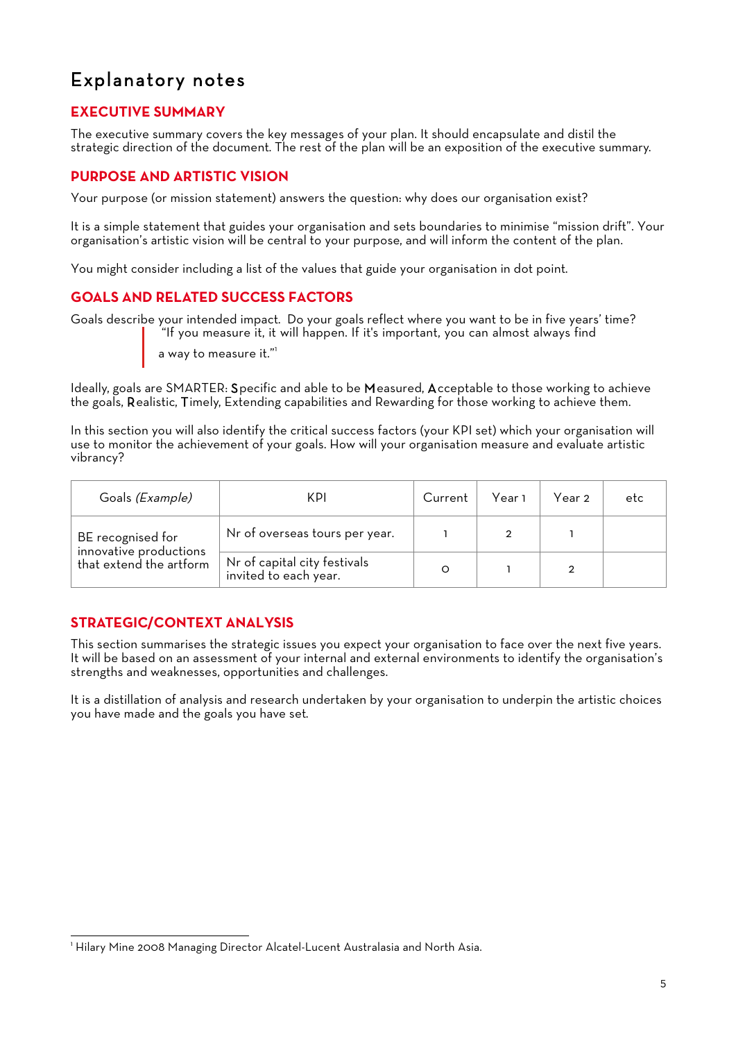# Explanatory notes

## EXECUTIVE SUMMARY

The executive summary covers the key messages of your plan. It should encapsulate and distil the strategic direction of the document. The rest of the plan will be an exposition of the executive summary.

## PURPOSE AND ARTISTIC VISION

Your purpose (or mission statement) answers the question: why does our organisation exist?

It is a simple statement that guides your organisation and sets boundaries to minimise "mission drift". Your organisation's artistic vision will be central to your purpose, and will inform the content of the plan.

You might consider including a list of the values that guide your organisation in dot point.

## GOALS AND RELATED SUCCESS FACTORS

Goals describe your intended impact. Do your goals reflect where you want to be in five years' time?

> "If you measure it, it will happen. If it's important, you can almost always find a way to measure it."[1]

Ideally, goals are SMARTER: **S**pecific and able to be **M**easured, **A**cceptable to those working to achieve the goals, **R**ealistic, **T**imely, Extending capabilities and Rewarding for those working to achieve them.

In this section you will also identify the critical success factors (your KPI set) which your organisation will use to monitor the achievement of your goals. How will your organisation measure and evaluate artistic vibrancy?

| Goals *(Example)* | KPI | Current | Year 1 | Year 2 | etc |
|---|---|---|---|---|---|
| BE recognised for innovative productions that extend the artform | Nr of overseas tours per year. | 1 | 2 | 1 | |
| | Nr of capital city festivals invited to each year. | 0 | 1 | 2 | |

## STRATEGIC/CONTEXT ANALYSIS

This section summarises the strategic issues you expect your organisation to face over the next five years. It will be based on an assessment of your internal and external environments to identify the organisation's strengths and weaknesses, opportunities and challenges.

It is a distillation of analysis and research undertaken by your organisation to underpin the artistic choices you have made and the goals you have set.

---

[1] Hilary Mine 2008 Managing Director Alcatel-Lucent Australasia and North Asia.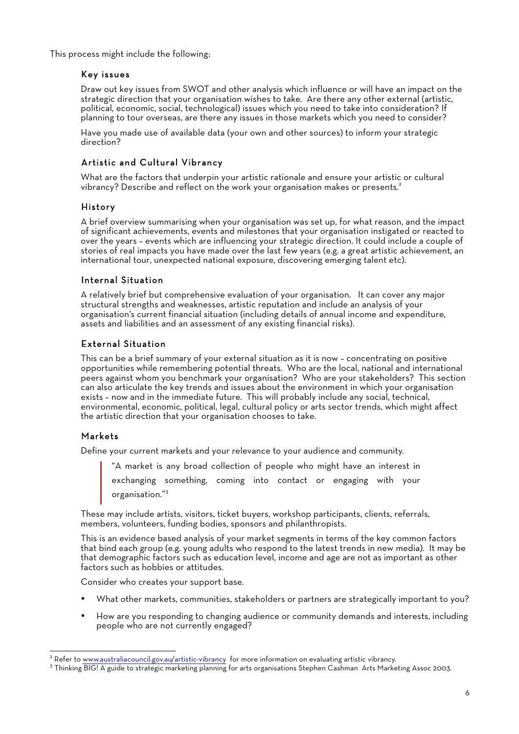This process might include the following:

### Key issues

Draw out key issues from SWOT and other analysis which influence or will have an impact on the strategic direction that your organisation wishes to take. Are there any other external (artistic, political, economic, social, technological) issues which you need to take into consideration? If planning to tour overseas, are there any issues in those markets which you need to consider?

Have you made use of available data (your own and other sources) to inform your strategic direction?

### Artistic and Cultural Vibrancy

What are the factors that underpin your artistic rationale and ensure your artistic or cultural vibrancy? Describe and reflect on the work your organisation makes or presents.[2]

### History

A brief overview summarising when your organisation was set up, for what reason, and the impact of significant achievements, events and milestones that your organisation instigated or reacted to over the years – events which are influencing your strategic direction. It could include a couple of stories of real impacts you have made over the last few years (e.g. a great artistic achievement, an international tour, unexpected national exposure, discovering emerging talent etc).

### Internal Situation

A relatively brief but comprehensive evaluation of your organisation. It can cover any major structural strengths and weaknesses, artistic reputation and include an analysis of your organisation's current financial situation (including details of annual income and expenditure, assets and liabilities and an assessment of any existing financial risks).

### External Situation

This can be a brief summary of your external situation as it is now – concentrating on positive opportunities while remembering potential threats. Who are the local, national and international peers against whom you benchmark your organisation? Who are your stakeholders? This section can also articulate the key trends and issues about the environment in which your organisation exists – now and in the immediate future. This will probably include any social, technical, environmental, economic, political, legal, cultural policy or arts sector trends, which might affect the artistic direction that your organisation chooses to take.

### Markets

Define your current markets and your relevance to your audience and community.

> "A market is any broad collection of people who might have an interest in exchanging something, coming into contact or engaging with your organisation."[3]

These may include artists, visitors, ticket buyers, workshop participants, clients, referrals, members, volunteers, funding bodies, sponsors and philanthropists.

This is an evidence based analysis of your market segments in terms of the key common factors that bind each group (e.g. young adults who respond to the latest trends in new media). It may be that demographic factors such as education level, income and age are not as important as other factors such as hobbies or attitudes.

Consider who creates your support base.

- What other markets, communities, stakeholders or partners are strategically important to you?
- How are you responding to changing audience or community demands and interests, including people who are not currently engaged?

---

[2] Refer to www.australiacouncil.gov.au/artistic-vibrancy for more information on evaluating artistic vibrancy.

[3] Thinking BIG! A guide to strategic marketing planning for arts organisations Stephen Cashman Arts Marketing Assoc 2003.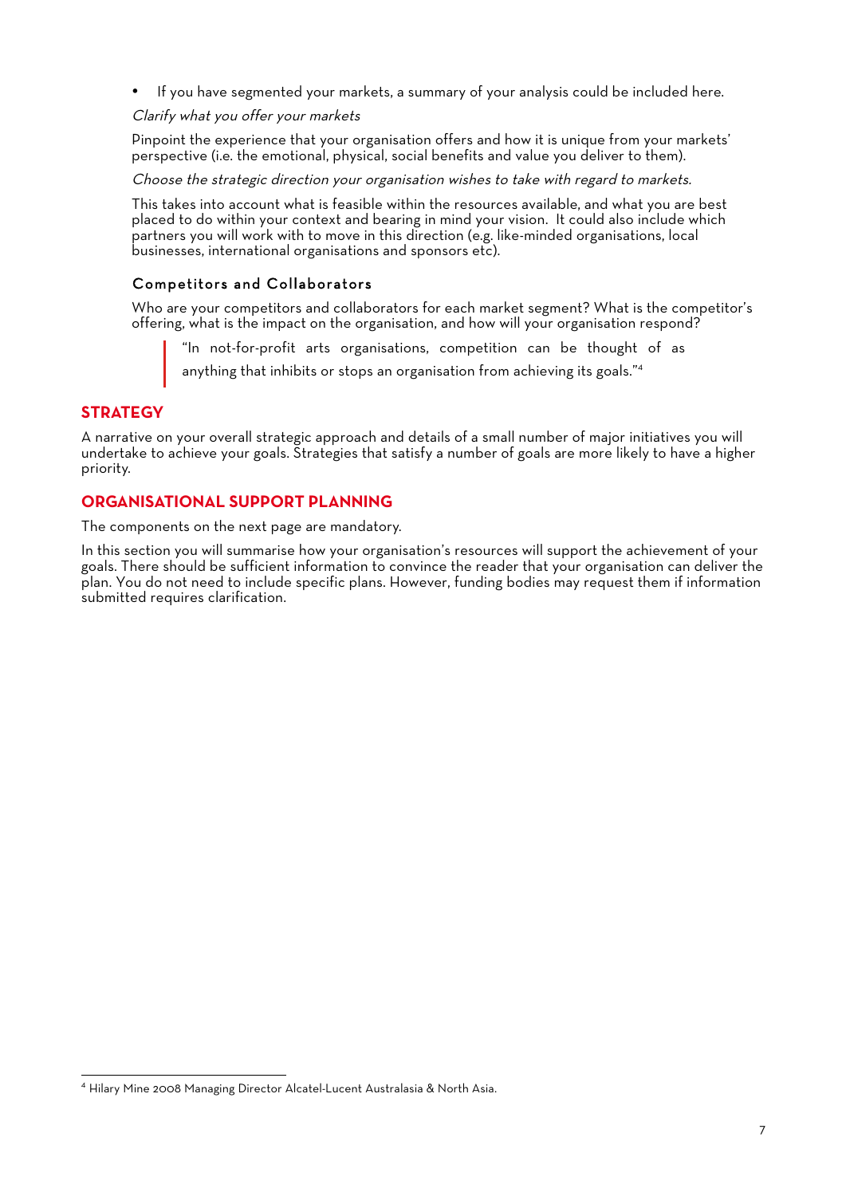- If you have segmented your markets, a summary of your analysis could be included here.

*Clarify what you offer your markets*

Pinpoint the experience that your organisation offers and how it is unique from your markets' perspective (i.e. the emotional, physical, social benefits and value you deliver to them).

*Choose the strategic direction your organisation wishes to take with regard to markets.*

This takes into account what is feasible within the resources available, and what you are best placed to do within your context and bearing in mind your vision. It could also include which partners you will work with to move in this direction (e.g. like-minded organisations, local businesses, international organisations and sponsors etc).

### Competitors and Collaborators

Who are your competitors and collaborators for each market segment? What is the competitor's offering, what is the impact on the organisation, and how will your organisation respond?

> "In not-for-profit arts organisations, competition can be thought of as anything that inhibits or stops an organisation from achieving its goals."[4]

## STRATEGY

A narrative on your overall strategic approach and details of a small number of major initiatives you will undertake to achieve your goals. Strategies that satisfy a number of goals are more likely to have a higher priority.

## ORGANISATIONAL SUPPORT PLANNING

The components on the next page are mandatory.

In this section you will summarise how your organisation's resources will support the achievement of your goals. There should be sufficient information to convince the reader that your organisation can deliver the plan. You do not need to include specific plans. However, funding bodies may request them if information submitted requires clarification.

---

[4] Hilary Mine 2008 Managing Director Alcatel-Lucent Australasia & North Asia.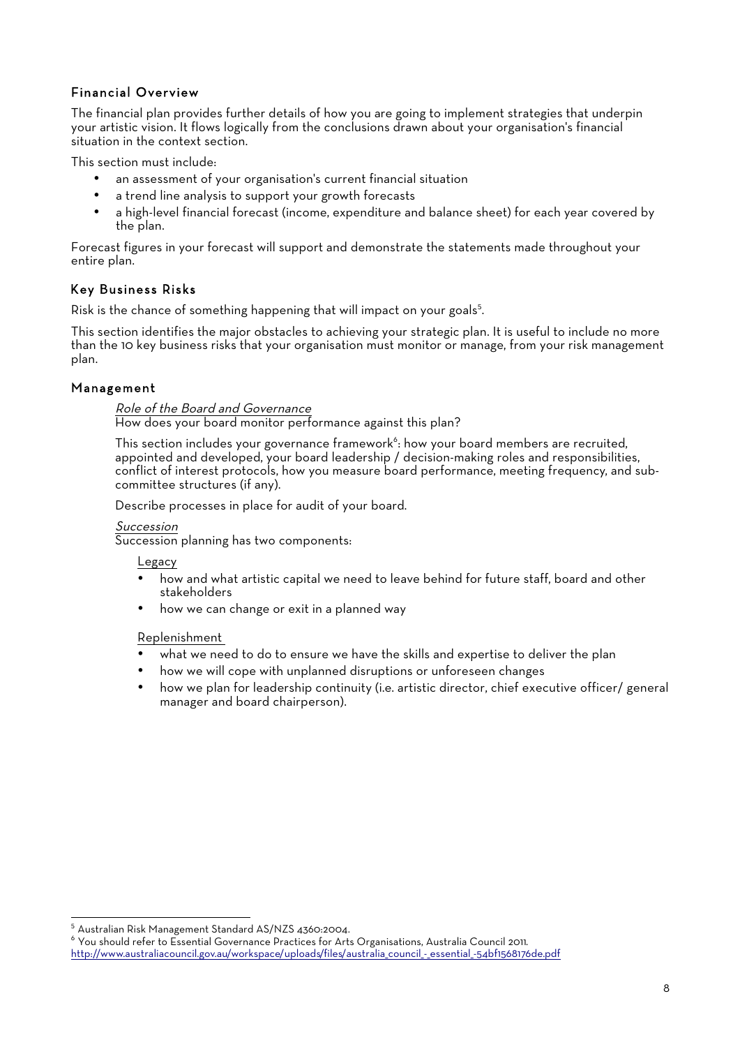## Financial Overview

The financial plan provides further details of how you are going to implement strategies that underpin your artistic vision. It flows logically from the conclusions drawn about your organisation's financial situation in the context section.

This section must include:

- an assessment of your organisation's current financial situation
- a trend line analysis to support your growth forecasts
- a high-level financial forecast (income, expenditure and balance sheet) for each year covered by the plan.

Forecast figures in your forecast will support and demonstrate the statements made throughout your entire plan.

## Key Business Risks

Risk is the chance of something happening that will impact on your goals[5].

This section identifies the major obstacles to achieving your strategic plan. It is useful to include no more than the 10 key business risks that your organisation must monitor or manage, from your risk management plan.

## Management

*Role of the Board and Governance*
How does your board monitor performance against this plan?

This section includes your governance framework[6]: how your board members are recruited, appointed and developed, your board leadership / decision-making roles and responsibilities, conflict of interest protocols, how you measure board performance, meeting frequency, and sub-committee structures (if any).

Describe processes in place for audit of your board.

*Succession*
Succession planning has two components:

Legacy

- how and what artistic capital we need to leave behind for future staff, board and other stakeholders
- how we can change or exit in a planned way

Replenishment

- what we need to do to ensure we have the skills and expertise to deliver the plan
- how we will cope with unplanned disruptions or unforeseen changes
- how we plan for leadership continuity (i.e. artistic director, chief executive officer/ general manager and board chairperson).

---

[5] Australian Risk Management Standard AS/NZS 4360:2004.

[6] You should refer to Essential Governance Practices for Arts Organisations, Australia Council 2011. http://www.australiacouncil.gov.au/workspace/uploads/files/australia_council_-_essential_-54bf1568176de.pdf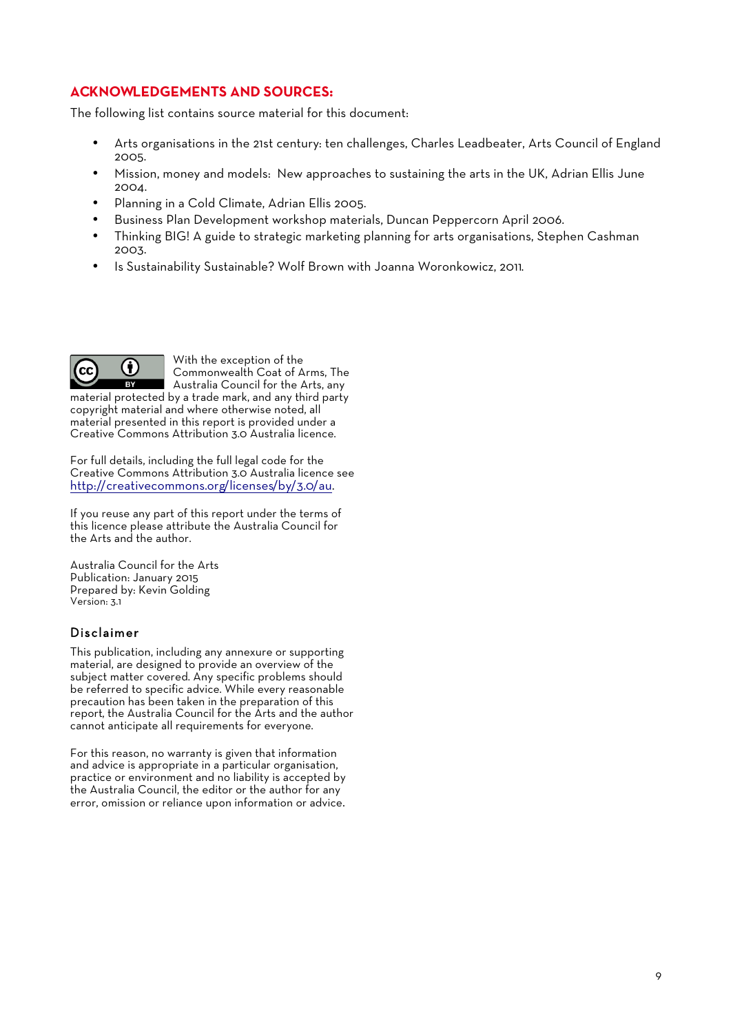## ACKNOWLEDGEMENTS AND SOURCES:

The following list contains source material for this document:

- Arts organisations in the 21st century: ten challenges, Charles Leadbeater, Arts Council of England 2005.
- Mission, money and models: New approaches to sustaining the arts in the UK, Adrian Ellis June 2004.
- Planning in a Cold Climate, Adrian Ellis 2005.
- Business Plan Development workshop materials, Duncan Peppercorn April 2006.
- Thinking BIG! A guide to strategic marketing planning for arts organisations, Stephen Cashman 2003.
- Is Sustainability Sustainable? Wolf Brown with Joanna Woronkowicz, 2011.

With the exception of the Commonwealth Coat of Arms, The Australia Council for the Arts, any material protected by a trade mark, and any third party copyright material and where otherwise noted, all material presented in this report is provided under a Creative Commons Attribution 3.0 Australia licence.

For full details, including the full legal code for the Creative Commons Attribution 3.0 Australia licence see http://creativecommons.org/licenses/by/3.0/au.

If you reuse any part of this report under the terms of this licence please attribute the Australia Council for the Arts and the author.

Australia Council for the Arts
Publication: January 2015
Prepared by: Kevin Golding
Version: 3.1

### Disclaimer

This publication, including any annexure or supporting material, are designed to provide an overview of the subject matter covered. Any specific problems should be referred to specific advice. While every reasonable precaution has been taken in the preparation of this report, the Australia Council for the Arts and the author cannot anticipate all requirements for everyone.

For this reason, no warranty is given that information and advice is appropriate in a particular organisation, practice or environment and no liability is accepted by the Australia Council, the editor or the author for any error, omission or reliance upon information or advice.